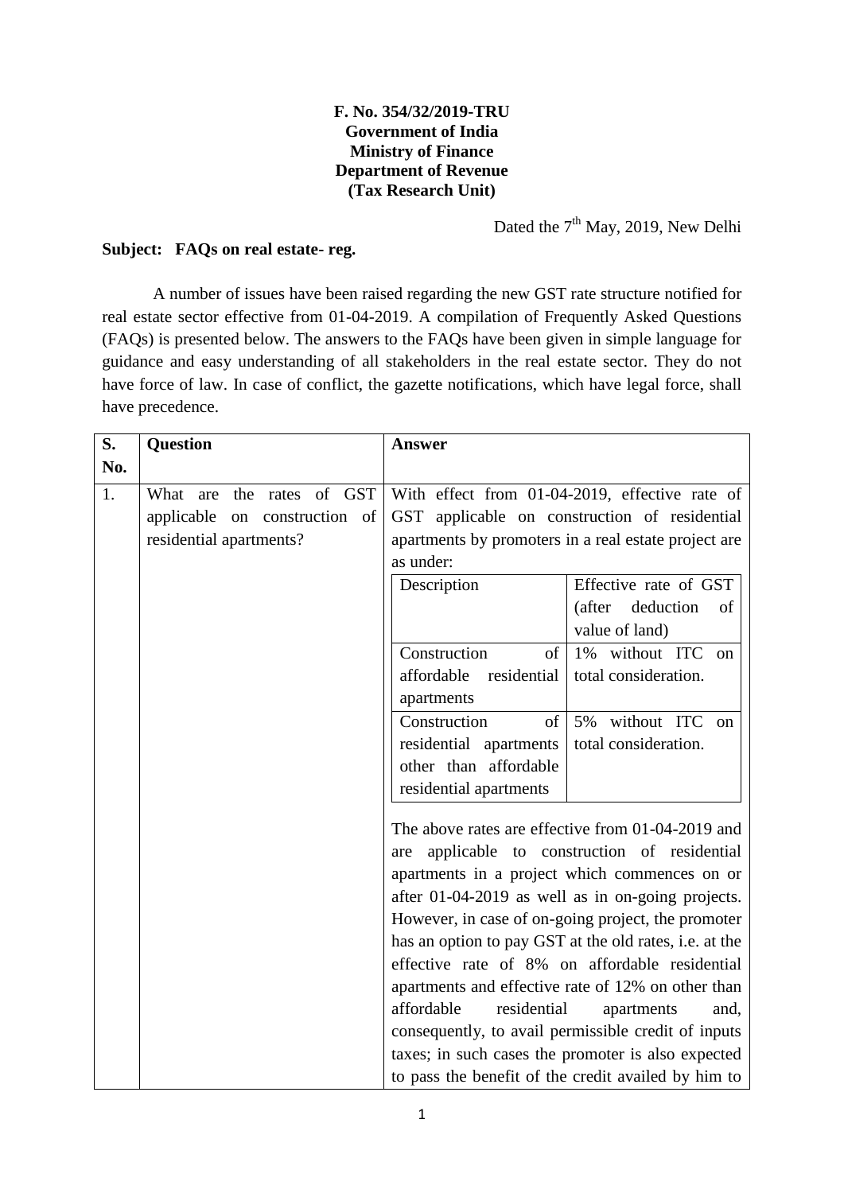**F. No. 354/32/2019-TRU**
**Government of India**
**Ministry of Finance**
**Department of Revenue**
**(Tax Research Unit)**

Dated the 7th May, 2019, New Delhi

**Subject: FAQs on real estate- reg.**

A number of issues have been raised regarding the new GST rate structure notified for real estate sector effective from 01-04-2019. A compilation of Frequently Asked Questions (FAQs) is presented below. The answers to the FAQs have been given in simple language for guidance and easy understanding of all stakeholders in the real estate sector. They do not have force of law. In case of conflict, the gazette notifications, which have legal force, shall have precedence.

| S. No. | Question | Answer |
|---|---|---|
| 1. | What are the rates of GST applicable on construction of residential apartments? | With effect from 01-04-2019, effective rate of GST applicable on construction of residential apartments by promoters in a real estate project are as under:<br><br>**Description** – **Effective rate of GST (after deduction of value of land)**<br>Construction of affordable residential apartments – 1% without ITC on total consideration.<br>Construction of residential apartments other than affordable residential apartments – 5% without ITC on total consideration.<br><br>The above rates are effective from 01-04-2019 and are applicable to construction of residential apartments in a project which commences on or after 01-04-2019 as well as in on-going projects. However, in case of on-going project, the promoter has an option to pay GST at the old rates, i.e. at the effective rate of 8% on affordable residential apartments and effective rate of 12% on other than affordable residential apartments and, consequently, to avail permissible credit of inputs taxes; in such cases the promoter is also expected to pass the benefit of the credit availed by him to |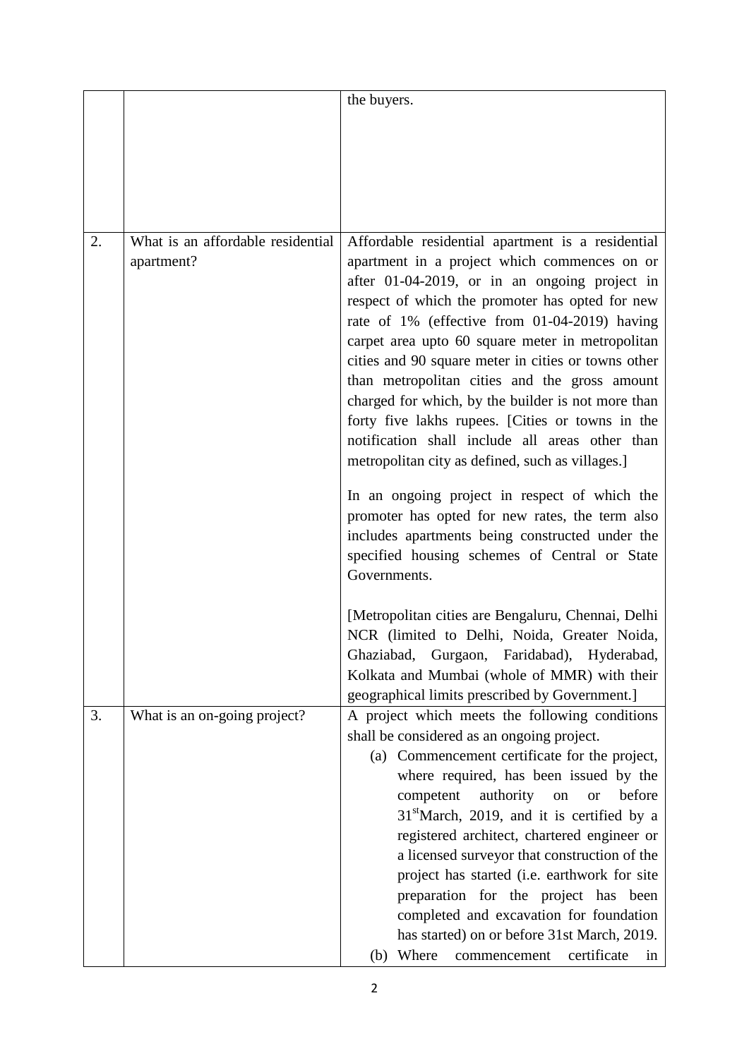| | | |
|---|---|---|
| | | the buyers. |
| 2. | What is an affordable residential apartment? | Affordable residential apartment is a residential apartment in a project which commences on or after 01-04-2019, or in an ongoing project in respect of which the promoter has opted for new rate of 1% (effective from 01-04-2019) having carpet area upto 60 square meter in metropolitan cities and 90 square meter in cities or towns other than metropolitan cities and the gross amount charged for which, by the builder is not more than forty five lakhs rupees. [Cities or towns in the notification shall include all areas other than metropolitan city as defined, such as villages.]<br><br>In an ongoing project in respect of which the promoter has opted for new rates, the term also includes apartments being constructed under the specified housing schemes of Central or State Governments.<br><br>[Metropolitan cities are Bengaluru, Chennai, Delhi NCR (limited to Delhi, Noida, Greater Noida, Ghaziabad, Gurgaon, Faridabad), Hyderabad, Kolkata and Mumbai (whole of MMR) with their geographical limits prescribed by Government.] |
| 3. | What is an on-going project? | A project which meets the following conditions shall be considered as an ongoing project.<br>(a) Commencement certificate for the project, where required, has been issued by the competent authority on or before 31st March, 2019, and it is certified by a registered architect, chartered engineer or a licensed surveyor that construction of the project has started (i.e. earthwork for site preparation for the project has been completed and excavation for foundation has started) on or before 31st March, 2019.<br>(b) Where commencement certificate in |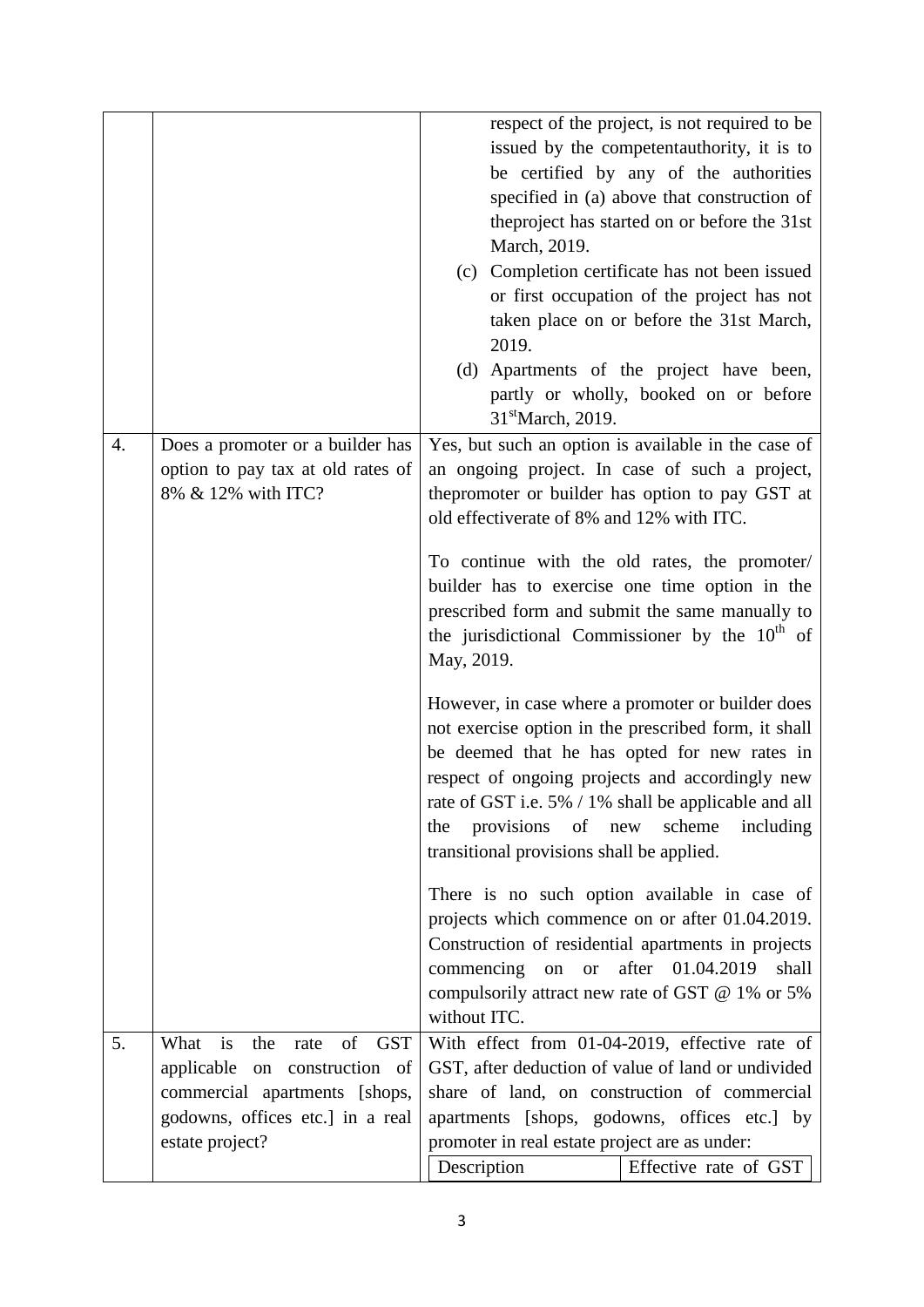| | | |
|---|---|---|
| | | respect of the project, is not required to be issued by the competentauthority, it is to be certified by any of the authorities specified in (a) above that construction of theproject has started on or before the 31st March, 2019.<br>(c) Completion certificate has not been issued or first occupation of the project has not taken place on or before the 31st March, 2019.<br>(d) Apartments of the project have been, partly or wholly, booked on or before 31st March, 2019. |
| 4. | Does a promoter or a builder has option to pay tax at old rates of 8% & 12% with ITC? | Yes, but such an option is available in the case of an ongoing project. In case of such a project, thepromoter or builder has option to pay GST at old effectiverate of 8% and 12% with ITC.<br><br>To continue with the old rates, the promoter/ builder has to exercise one time option in the prescribed form and submit the same manually to the jurisdictional Commissioner by the 10th of May, 2019.<br><br>However, in case where a promoter or builder does not exercise option in the prescribed form, it shall be deemed that he has opted for new rates in respect of ongoing projects and accordingly new rate of GST i.e. 5% / 1% shall be applicable and all the provisions of new scheme including transitional provisions shall be applied.<br><br>There is no such option available in case of projects which commence on or after 01.04.2019. Construction of residential apartments in projects commencing on or after 01.04.2019 shall compulsorily attract new rate of GST @ 1% or 5% without ITC. |
| 5. | What is the rate of GST applicable on construction of commercial apartments [shops, godowns, offices etc.] in a real estate project? | With effect from 01-04-2019, effective rate of GST, after deduction of value of land or undivided share of land, on construction of commercial apartments [shops, godowns, offices etc.] by promoter in real estate project are as under:<br><br>Description \| Effective rate of GST |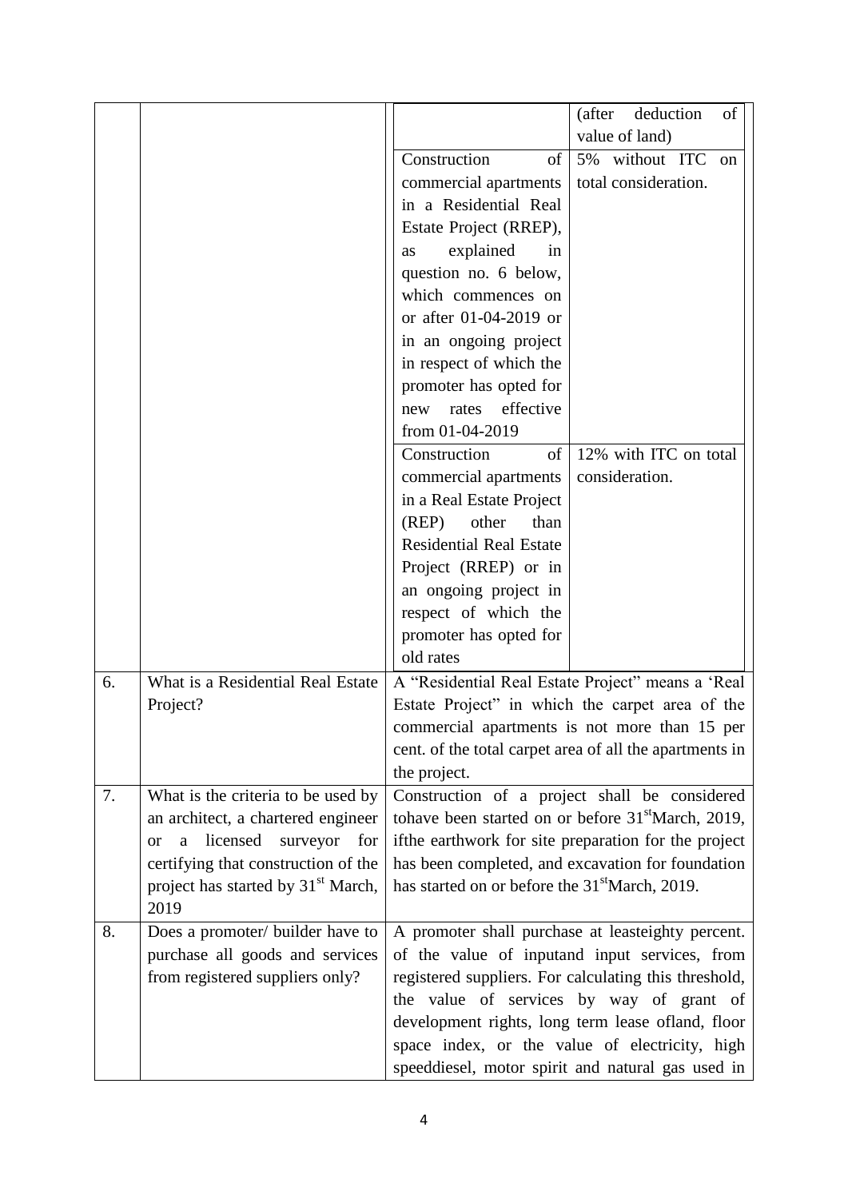| | | | |
|---|---|---|---|
| | | | (after deduction of value of land) |
| | | Construction of commercial apartments in a Residential Real Estate Project (RREP), as explained in question no. 6 below, which commences on or after 01-04-2019 or in an ongoing project in respect of which the promoter has opted for new rates effective from 01-04-2019 | 5% without ITC on total consideration. |
| | | Construction of commercial apartments in a Real Estate Project (REP) other than Residential Real Estate Project (RREP) or in an ongoing project in respect of which the promoter has opted for old rates | 12% with ITC on total consideration. |
| 6. | What is a Residential Real Estate Project? | A "Residential Real Estate Project" means a 'Real Estate Project" in which the carpet area of the commercial apartments is not more than 15 per cent. of the total carpet area of all the apartments in the project. | |
| 7. | What is the criteria to be used by an architect, a chartered engineer or a licensed surveyor for certifying that construction of the project has started by 31st March, 2019 | Construction of a project shall be considered tohave been started on or before 31stMarch, 2019, ifthe earthwork for site preparation for the project has been completed, and excavation for foundation has started on or before the 31stMarch, 2019. | |
| 8. | Does a promoter/ builder have to purchase all goods and services from registered suppliers only? | A promoter shall purchase at leasteighty percent. of the value of inputand input services, from registered suppliers. For calculating this threshold, the value of services by way of grant of development rights, long term lease ofland, floor space index, or the value of electricity, high speeddiesel, motor spirit and natural gas used in | |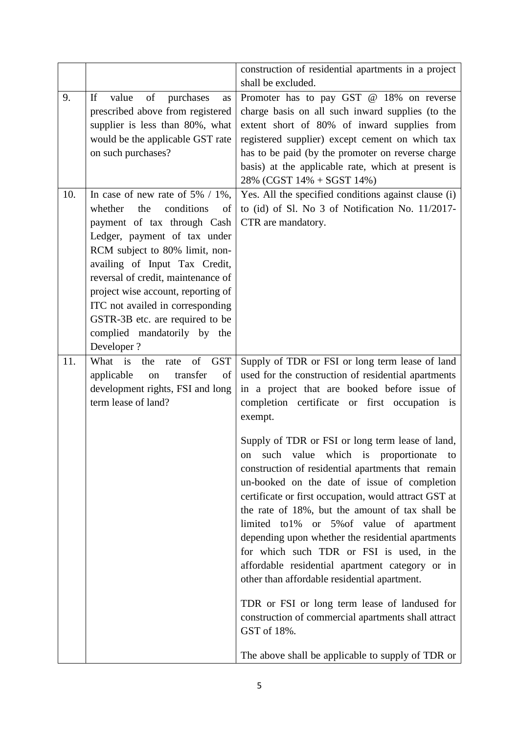| | | |
|---|---|---|
| | | construction of residential apartments in a project shall be excluded. |
| 9. | If value of purchases as prescribed above from registered supplier is less than 80%, what would be the applicable GST rate on such purchases? | Promoter has to pay GST @ 18% on reverse charge basis on all such inward supplies (to the extent short of 80% of inward supplies from registered supplier) except cement on which tax has to be paid (by the promoter on reverse charge basis) at the applicable rate, which at present is 28% (CGST 14% + SGST 14%) |
| 10. | In case of new rate of 5% / 1%, whether the conditions of payment of tax through Cash Ledger, payment of tax under RCM subject to 80% limit, non-availing of Input Tax Credit, reversal of credit, maintenance of project wise account, reporting of ITC not availed in corresponding GSTR-3B etc. are required to be complied mandatorily by the Developer ? | Yes. All the specified conditions against clause (i) to (id) of Sl. No 3 of Notification No. 11/2017-CTR are mandatory. |
| 11. | What is the rate of GST applicable on transfer of development rights, FSI and long term lease of land? | Supply of TDR or FSI or long term lease of land used for the construction of residential apartments in a project that are booked before issue of completion certificate or first occupation is exempt.<br><br>Supply of TDR or FSI or long term lease of land, on such value which is proportionate to construction of residential apartments that remain un-booked on the date of issue of completion certificate or first occupation, would attract GST at the rate of 18%, but the amount of tax shall be limited to1% or 5%of value of apartment depending upon whether the residential apartments for which such TDR or FSI is used, in the affordable residential apartment category or in other than affordable residential apartment.<br><br>TDR or FSI or long term lease of landused for construction of commercial apartments shall attract GST of 18%.<br><br>The above shall be applicable to supply of TDR or |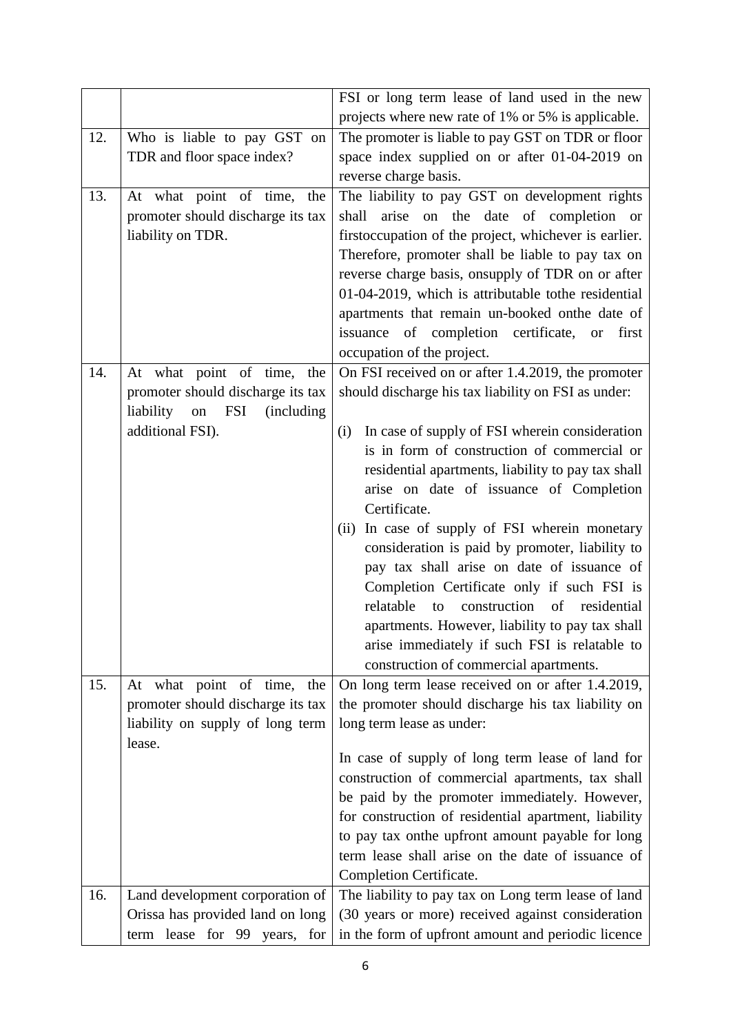| | | |
|---|---|---|
| | | FSI or long term lease of land used in the new projects where new rate of 1% or 5% is applicable. |
| 12. | Who is liable to pay GST on TDR and floor space index? | The promoter is liable to pay GST on TDR or floor space index supplied on or after 01-04-2019 on reverse charge basis. |
| 13. | At what point of time, the promoter should discharge its tax liability on TDR. | The liability to pay GST on development rights shall arise on the date of completion or firstoccupation of the project, whichever is earlier. Therefore, promoter shall be liable to pay tax on reverse charge basis, onsupply of TDR on or after 01-04-2019, which is attributable tothe residential apartments that remain un-booked onthe date of issuance of completion certificate, or first occupation of the project. |
| 14. | At what point of time, the promoter should discharge its tax liability on FSI (including additional FSI). | On FSI received on or after 1.4.2019, the promoter should discharge his tax liability on FSI as under:<br><br>(i) In case of supply of FSI wherein consideration is in form of construction of commercial or residential apartments, liability to pay tax shall arise on date of issuance of Completion Certificate.<br>(ii) In case of supply of FSI wherein monetary consideration is paid by promoter, liability to pay tax shall arise on date of issuance of Completion Certificate only if such FSI is relatable to construction of residential apartments. However, liability to pay tax shall arise immediately if such FSI is relatable to construction of commercial apartments. |
| 15. | At what point of time, the promoter should discharge its tax liability on supply of long term lease. | On long term lease received on or after 1.4.2019, the promoter should discharge his tax liability on long term lease as under:<br><br>In case of supply of long term lease of land for construction of commercial apartments, tax shall be paid by the promoter immediately. However, for construction of residential apartment, liability to pay tax onthe upfront amount payable for long term lease shall arise on the date of issuance of Completion Certificate. |
| 16. | Land development corporation of Orissa has provided land on long term lease for 99 years, for | The liability to pay tax on Long term lease of land (30 years or more) received against consideration in the form of upfront amount and periodic licence |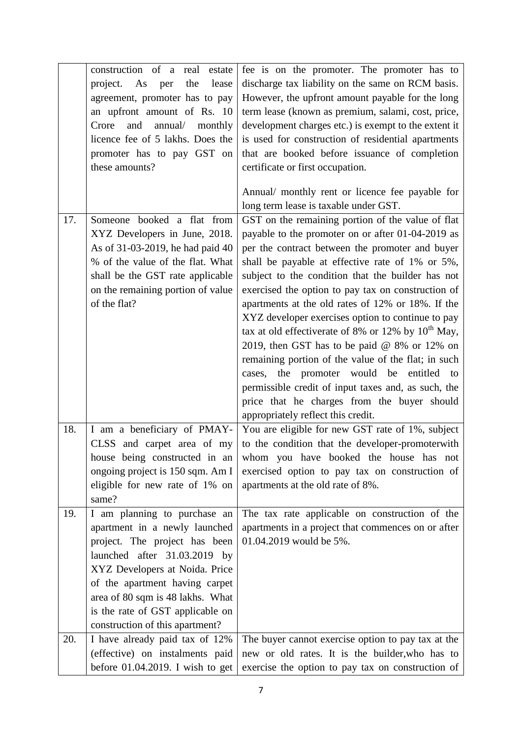| | | |
|---|---|---|
| | construction of a real estate project. As per the lease agreement, promoter has to pay an upfront amount of Rs. 10 Crore and annual/ monthly licence fee of 5 lakhs. Does the promoter has to pay GST on these amounts? | fee is on the promoter. The promoter has to discharge tax liability on the same on RCM basis. However, the upfront amount payable for the long term lease (known as premium, salami, cost, price, development charges etc.) is exempt to the extent it is used for construction of residential apartments that are booked before issuance of completion certificate or first occupation.<br><br>Annual/ monthly rent or licence fee payable for long term lease is taxable under GST. |
| 17. | Someone booked a flat from XYZ Developers in June, 2018. As of 31-03-2019, he had paid 40 % of the value of the flat. What shall be the GST rate applicable on the remaining portion of value of the flat? | GST on the remaining portion of the value of flat payable to the promoter on or after 01-04-2019 as per the contract between the promoter and buyer shall be payable at effective rate of 1% or 5%, subject to the condition that the builder has not exercised the option to pay tax on construction of apartments at the old rates of 12% or 18%. If the XYZ developer exercises option to continue to pay tax at old effectiverate of 8% or 12% by 10th May, 2019, then GST has to be paid @ 8% or 12% on remaining portion of the value of the flat; in such cases, the promoter would be entitled to permissible credit of input taxes and, as such, the price that he charges from the buyer should appropriately reflect this credit. |
| 18. | I am a beneficiary of PMAY-CLSS and carpet area of my house being constructed in an ongoing project is 150 sqm. Am I eligible for new rate of 1% on same? | You are eligible for new GST rate of 1%, subject to the condition that the developer-promoterwith whom you have booked the house has not exercised option to pay tax on construction of apartments at the old rate of 8%. |
| 19. | I am planning to purchase an apartment in a newly launched project. The project has been launched after 31.03.2019 by XYZ Developers at Noida. Price of the apartment having carpet area of 80 sqm is 48 lakhs. What is the rate of GST applicable on construction of this apartment? | The tax rate applicable on construction of the apartments in a project that commences on or after 01.04.2019 would be 5%. |
| 20. | I have already paid tax of 12% (effective) on instalments paid before 01.04.2019. I wish to get | The buyer cannot exercise option to pay tax at the new or old rates. It is the builder,who has to exercise the option to pay tax on construction of |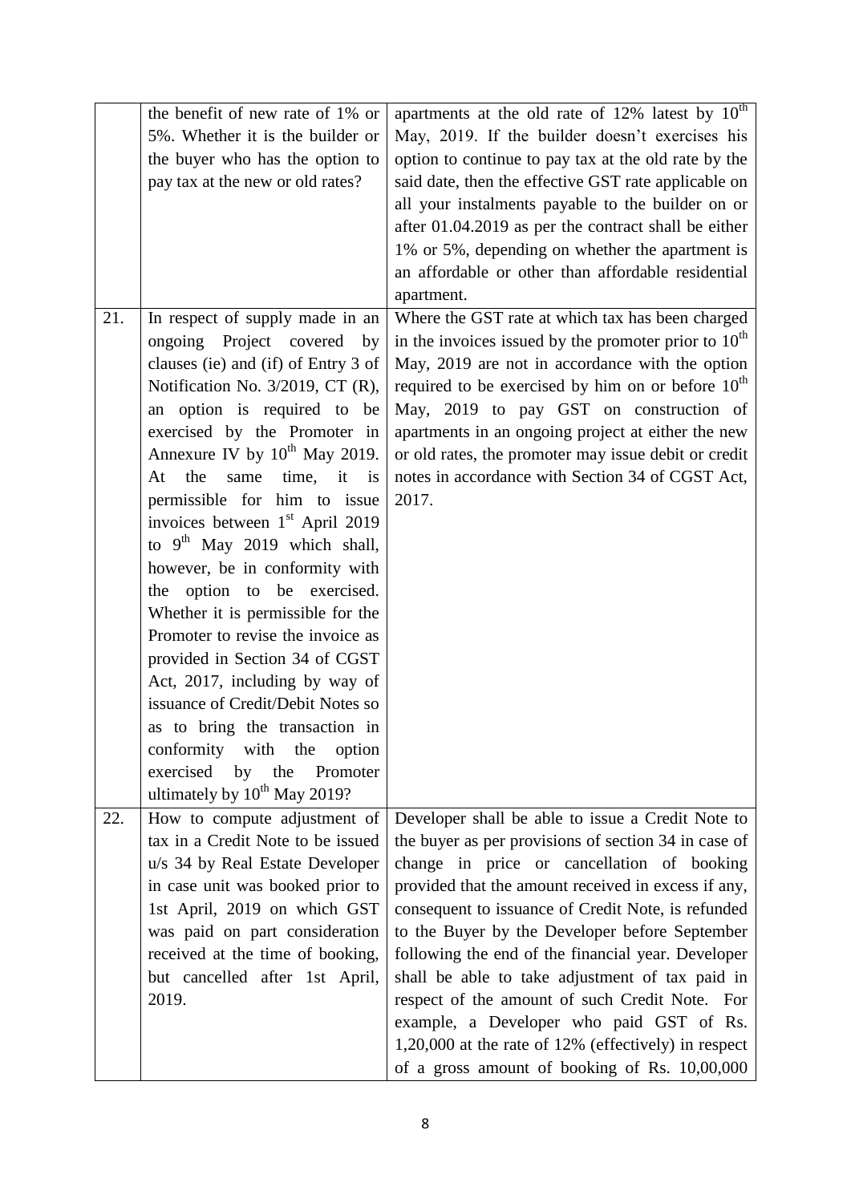| | | |
|---|---|---|
| | the benefit of new rate of 1% or 5%. Whether it is the builder or the buyer who has the option to pay tax at the new or old rates? | apartments at the old rate of 12% latest by 10th May, 2019. If the builder doesn't exercises his option to continue to pay tax at the old rate by the said date, then the effective GST rate applicable on all your instalments payable to the builder on or after 01.04.2019 as per the contract shall be either 1% or 5%, depending on whether the apartment is an affordable or other than affordable residential apartment. |
| 21. | In respect of supply made in an ongoing Project covered by clauses (ie) and (if) of Entry 3 of Notification No. 3/2019, CT (R), an option is required to be exercised by the Promoter in Annexure IV by 10th May 2019. At the same time, it is permissible for him to issue invoices between 1st April 2019 to 9th May 2019 which shall, however, be in conformity with the option to be exercised. Whether it is permissible for the Promoter to revise the invoice as provided in Section 34 of CGST Act, 2017, including by way of issuance of Credit/Debit Notes so as to bring the transaction in conformity with the option exercised by the Promoter ultimately by 10th May 2019? | Where the GST rate at which tax has been charged in the invoices issued by the promoter prior to 10th May, 2019 are not in accordance with the option required to be exercised by him on or before 10th May, 2019 to pay GST on construction of apartments in an ongoing project at either the new or old rates, the promoter may issue debit or credit notes in accordance with Section 34 of CGST Act, 2017. |
| 22. | How to compute adjustment of tax in a Credit Note to be issued u/s 34 by Real Estate Developer in case unit was booked prior to 1st April, 2019 on which GST was paid on part consideration received at the time of booking, but cancelled after 1st April, 2019. | Developer shall be able to issue a Credit Note to the buyer as per provisions of section 34 in case of change in price or cancellation of booking provided that the amount received in excess if any, consequent to issuance of Credit Note, is refunded to the Buyer by the Developer before September following the end of the financial year. Developer shall be able to take adjustment of tax paid in respect of the amount of such Credit Note. For example, a Developer who paid GST of Rs. 1,20,000 at the rate of 12% (effectively) in respect of a gross amount of booking of Rs. 10,00,000 |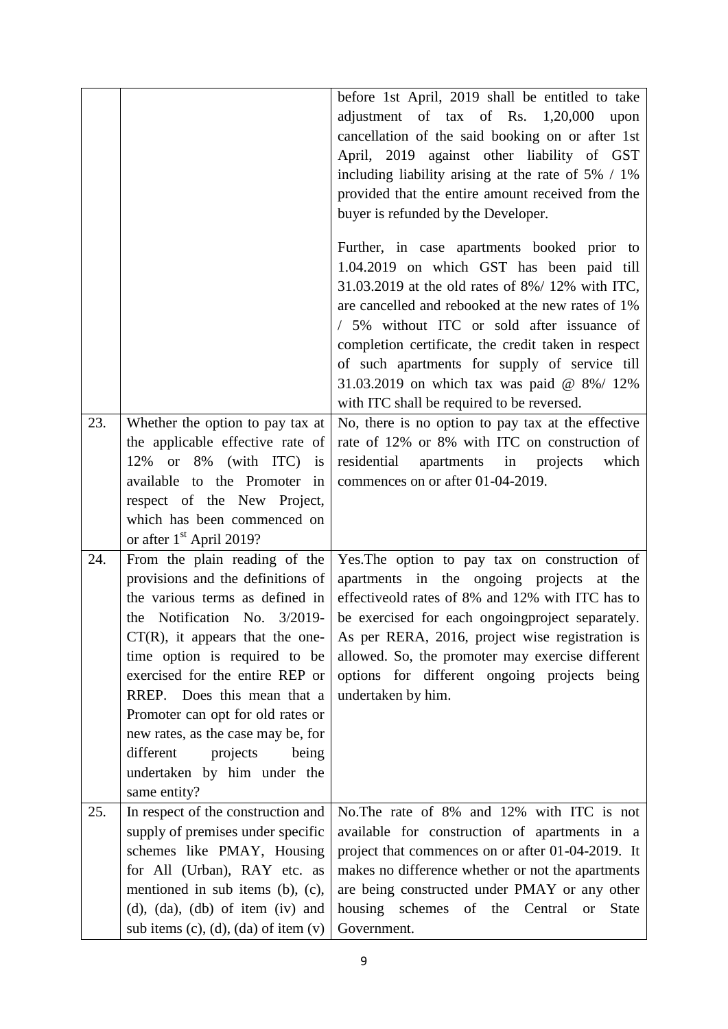| | | |
|---|---|---|
| | | before 1st April, 2019 shall be entitled to take adjustment of tax of Rs. 1,20,000 upon cancellation of the said booking on or after 1st April, 2019 against other liability of GST including liability arising at the rate of 5% / 1% provided that the entire amount received from the buyer is refunded by the Developer.<br><br>Further, in case apartments booked prior to 1.04.2019 on which GST has been paid till 31.03.2019 at the old rates of 8%/ 12% with ITC, are cancelled and rebooked at the new rates of 1% / 5% without ITC or sold after issuance of completion certificate, the credit taken in respect of such apartments for supply of service till 31.03.2019 on which tax was paid @ 8%/ 12% with ITC shall be required to be reversed. |
| 23. | Whether the option to pay tax at the applicable effective rate of 12% or 8% (with ITC) is available to the Promoter in respect of the New Project, which has been commenced on or after 1st April 2019? | No, there is no option to pay tax at the effective rate of 12% or 8% with ITC on construction of residential apartments in projects which commences on or after 01-04-2019. |
| 24. | From the plain reading of the provisions and the definitions of the various terms as defined in the Notification No. 3/2019-CT(R), it appears that the one-time option is required to be exercised for the entire REP or RREP. Does this mean that a Promoter can opt for old rates or new rates, as the case may be, for different projects being undertaken by him under the same entity? | Yes.The option to pay tax on construction of apartments in the ongoing projects at the effectiveold rates of 8% and 12% with ITC has to be exercised for each ongoingproject separately. As per RERA, 2016, project wise registration is allowed. So, the promoter may exercise different options for different ongoing projects being undertaken by him. |
| 25. | In respect of the construction and supply of premises under specific schemes like PMAY, Housing for All (Urban), RAY etc. as mentioned in sub items (b), (c), (d), (da), (db) of item (iv) and sub items (c), (d), (da) of item (v) | No.The rate of 8% and 12% with ITC is not available for construction of apartments in a project that commences on or after 01-04-2019. It makes no difference whether or not the apartments are being constructed under PMAY or any other housing schemes of the Central or State Government. |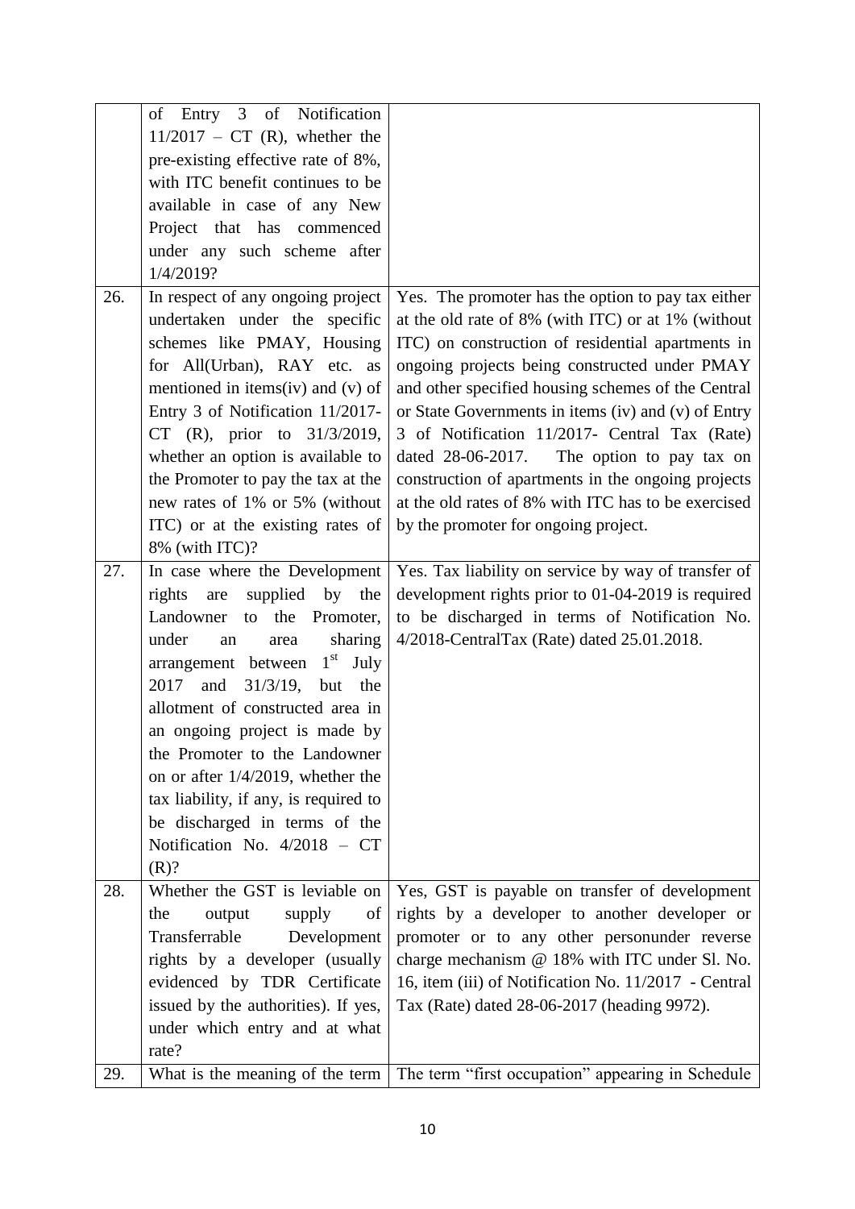| | | |
|---|---|---|
| | of Entry 3 of Notification 11/2017 – CT (R), whether the pre-existing effective rate of 8%, with ITC benefit continues to be available in case of any New Project that has commenced under any such scheme after 1/4/2019? | |
| 26. | In respect of any ongoing project undertaken under the specific schemes like PMAY, Housing for All(Urban), RAY etc. as mentioned in items(iv) and (v) of Entry 3 of Notification 11/2017-CT (R), prior to 31/3/2019, whether an option is available to the Promoter to pay the tax at the new rates of 1% or 5% (without ITC) or at the existing rates of 8% (with ITC)? | Yes. The promoter has the option to pay tax either at the old rate of 8% (with ITC) or at 1% (without ITC) on construction of residential apartments in ongoing projects being constructed under PMAY and other specified housing schemes of the Central or State Governments in items (iv) and (v) of Entry 3 of Notification 11/2017- Central Tax (Rate) dated 28-06-2017. The option to pay tax on construction of apartments in the ongoing projects at the old rates of 8% with ITC has to be exercised by the promoter for ongoing project. |
| 27. | In case where the Development rights are supplied by the Landowner to the Promoter, under an area sharing arrangement between 1st July 2017 and 31/3/19, but the allotment of constructed area in an ongoing project is made by the Promoter to the Landowner on or after 1/4/2019, whether the tax liability, if any, is required to be discharged in terms of the Notification No. 4/2018 – CT (R)? | Yes. Tax liability on service by way of transfer of development rights prior to 01-04-2019 is required to be discharged in terms of Notification No. 4/2018-CentralTax (Rate) dated 25.01.2018. |
| 28. | Whether the GST is leviable on the output supply of Transferrable Development rights by a developer (usually evidenced by TDR Certificate issued by the authorities). If yes, under which entry and at what rate? | Yes, GST is payable on transfer of development rights by a developer to another developer or promoter or to any other personunder reverse charge mechanism @ 18% with ITC under Sl. No. 16, item (iii) of Notification No. 11/2017 - Central Tax (Rate) dated 28-06-2017 (heading 9972). |
| 29. | What is the meaning of the term | The term "first occupation" appearing in Schedule |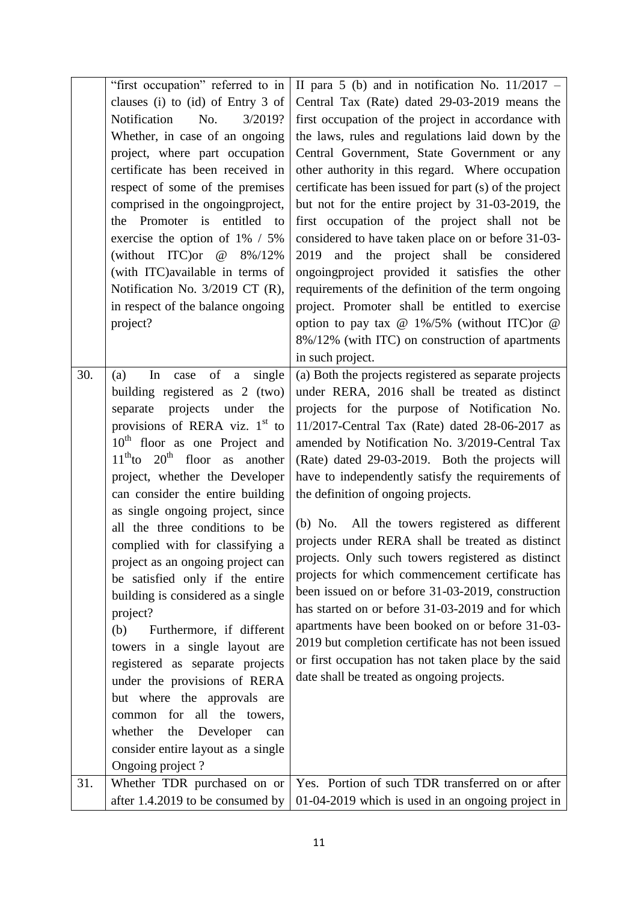| | | |
|---|---|---|
| | "first occupation" referred to in clauses (i) to (id) of Entry 3 of Notification No. 3/2019? Whether, in case of an ongoing project, where part occupation certificate has been received in respect of some of the premises comprised in the ongoingproject, the Promoter is entitled to exercise the option of 1% / 5% (without ITC)or @ 8%/12% (with ITC)available in terms of Notification No. 3/2019 CT (R), in respect of the balance ongoing project? | II para 5 (b) and in notification No. 11/2017 – Central Tax (Rate) dated 29-03-2019 means the first occupation of the project in accordance with the laws, rules and regulations laid down by the Central Government, State Government or any other authority in this regard. Where occupation certificate has been issued for part (s) of the project but not for the entire project by 31-03-2019, the first occupation of the project shall not be considered to have taken place on or before 31-03-2019 and the project shall be considered ongoingproject provided it satisfies the other requirements of the definition of the term ongoing project. Promoter shall be entitled to exercise option to pay tax @ 1%/5% (without ITC)or @ 8%/12% (with ITC) on construction of apartments in such project. |
| 30. | (a) In case of a single building registered as 2 (two) separate projects under the provisions of RERA viz. 1st to 10th floor as one Project and 11th to 20th floor as another project, whether the Developer can consider the entire building as single ongoing project, since all the three conditions to be complied with for classifying a project as an ongoing project can be satisfied only if the entire building is considered as a single project?<br><br>(b) Furthermore, if different towers in a single layout are registered as separate projects under the provisions of RERA but where the approvals are common for all the towers, whether the Developer can consider entire layout as a single Ongoing project ? | (a) Both the projects registered as separate projects under RERA, 2016 shall be treated as distinct projects for the purpose of Notification No. 11/2017-Central Tax (Rate) dated 28-06-2017 as amended by Notification No. 3/2019-Central Tax (Rate) dated 29-03-2019. Both the projects will have to independently satisfy the requirements of the definition of ongoing projects.<br><br>(b) No. All the towers registered as different projects under RERA shall be treated as distinct projects. Only such towers registered as distinct projects for which commencement certificate has been issued on or before 31-03-2019, construction has started on or before 31-03-2019 and for which apartments have been booked on or before 31-03-2019 but completion certificate has not been issued or first occupation has not taken place by the said date shall be treated as ongoing projects. |
| 31. | Whether TDR purchased on or after 1.4.2019 to be consumed by | Yes. Portion of such TDR transferred on or after 01-04-2019 which is used in an ongoing project in |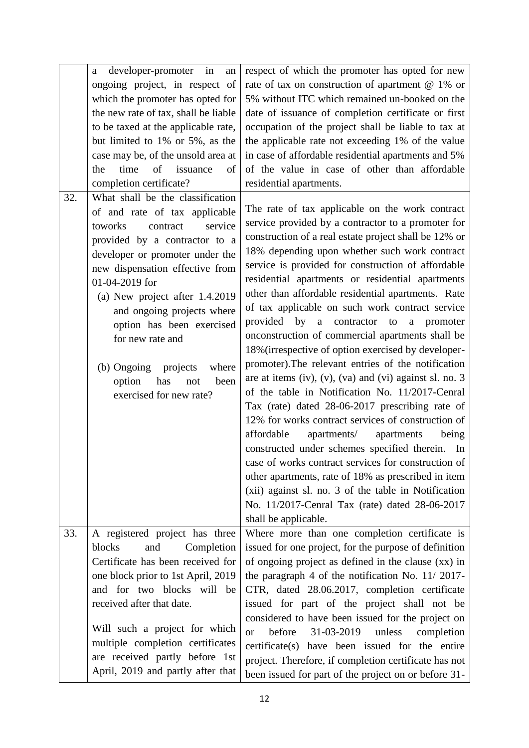| | | |
|---|---|---|
| | a developer-promoter in an ongoing project, in respect of which the promoter has opted for the new rate of tax, shall be liable to be taxed at the applicable rate, but limited to 1% or 5%, as the case may be, of the unsold area at the time of issuance of completion certificate? | respect of which the promoter has opted for new rate of tax on construction of apartment @ 1% or 5% without ITC which remained un-booked on the date of issuance of completion certificate or first occupation of the project shall be liable to tax at the applicable rate not exceeding 1% of the value in case of affordable residential apartments and 5% of the value in case of other than affordable residential apartments. |
| 32. | What shall be the classification of and rate of tax applicable toworks contract service provided by a contractor to a developer or promoter under the new dispensation effective from 01-04-2019 for<br>(a) New project after 1.4.2019 and ongoing projects where option has been exercised for new rate and<br>(b) Ongoing projects where option has not been exercised for new rate? | The rate of tax applicable on the work contract service provided by a contractor to a promoter for construction of a real estate project shall be 12% or 18% depending upon whether such work contract service is provided for construction of affordable residential apartments or residential apartments other than affordable residential apartments. Rate of tax applicable on such work contract service provided by a contractor to a promoter onconstruction of commercial apartments shall be 18%(irrespective of option exercised by developer-promoter).The relevant entries of the notification are at items (iv), (v), (va) and (vi) against sl. no. 3 of the table in Notification No. 11/2017-Cenral Tax (rate) dated 28-06-2017 prescribing rate of 12% for works contract services of construction of affordable apartments/ apartments being constructed under schemes specified therein. In case of works contract services for construction of other apartments, rate of 18% as prescribed in item (xii) against sl. no. 3 of the table in Notification No. 11/2017-Cenral Tax (rate) dated 28-06-2017 shall be applicable. |
| 33. | A registered project has three blocks and Completion Certificate has been received for one block prior to 1st April, 2019 and for two blocks will be received after that date.<br><br>Will such a project for which multiple completion certificates are received partly before 1st April, 2019 and partly after that | Where more than one completion certificate is issued for one project, for the purpose of definition of ongoing project as defined in the clause (xx) in the paragraph 4 of the notification No. 11/ 2017-CTR, dated 28.06.2017, completion certificate issued for part of the project shall not be considered to have been issued for the project on or before 31-03-2019 unless completion certificate(s) have been issued for the entire project. Therefore, if completion certificate has not been issued for part of the project on or before 31- |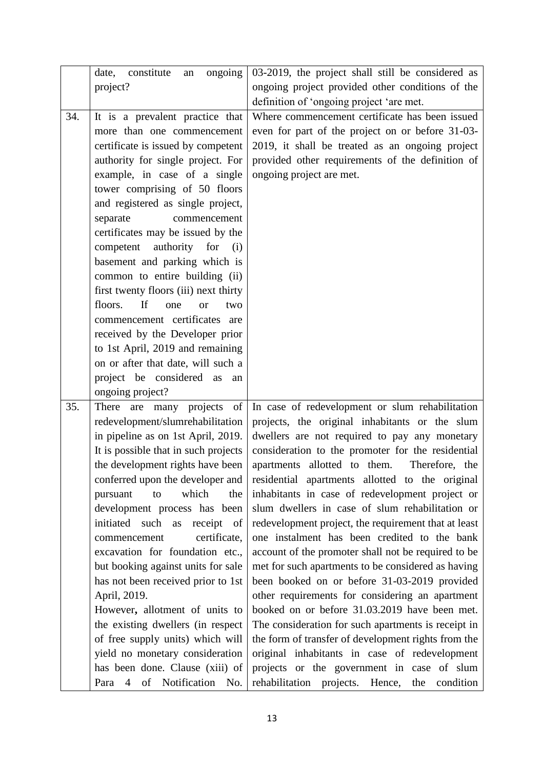| | | |
|---|---|---|
| | date, constitute an ongoing project? | 03-2019, the project shall still be considered as ongoing project provided other conditions of the definition of 'ongoing project 'are met. |
| 34. | It is a prevalent practice that more than one commencement certificate is issued by competent authority for single project. For example, in case of a single tower comprising of 50 floors and registered as single project, separate commencement certificates may be issued by the competent authority for (i) basement and parking which is common to entire building (ii) first twenty floors (iii) next thirty floors. If one or two commencement certificates are received by the Developer prior to 1st April, 2019 and remaining on or after that date, will such a project be considered as an ongoing project? | Where commencement certificate has been issued even for part of the project on or before 31-03-2019, it shall be treated as an ongoing project provided other requirements of the definition of ongoing project are met. |
| 35. | There are many projects of redevelopment/slumrehabilitation in pipeline as on 1st April, 2019. It is possible that in such projects the development rights have been conferred upon the developer and pursuant to which the development process has been initiated such as receipt of commencement certificate, excavation for foundation etc., but booking against units for sale has not been received prior to 1st April, 2019.<br>However**,** allotment of units to the existing dwellers (in respect of free supply units) which will yield no monetary consideration has been done. Clause (xiii) of Para 4 of Notification No. | In case of redevelopment or slum rehabilitation projects, the original inhabitants or the slum dwellers are not required to pay any monetary consideration to the promoter for the residential apartments allotted to them. Therefore, the residential apartments allotted to the original inhabitants in case of redevelopment project or slum dwellers in case of slum rehabilitation or redevelopment project, the requirement that at least one instalment has been credited to the bank account of the promoter shall not be required to be met for such apartments to be considered as having been booked on or before 31-03-2019 provided other requirements for considering an apartment booked on or before 31.03.2019 have been met. The consideration for such apartments is receipt in the form of transfer of development rights from the original inhabitants in case of redevelopment projects or the government in case of slum rehabilitation projects. Hence, the condition |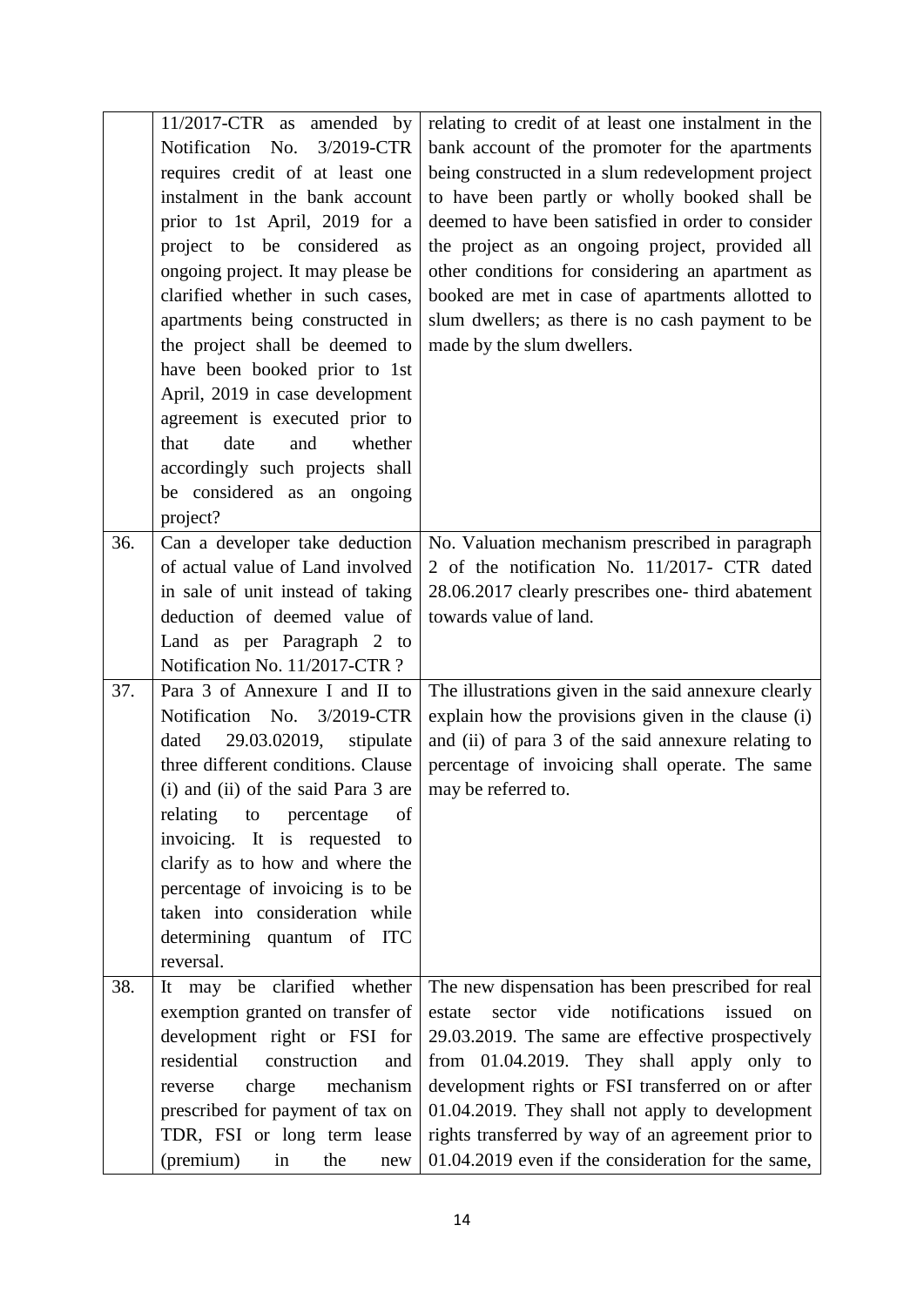| | | |
|---|---|---|
| | 11/2017-CTR as amended by Notification No. 3/2019-CTR requires credit of at least one instalment in the bank account prior to 1st April, 2019 for a project to be considered as ongoing project. It may please be clarified whether in such cases, apartments being constructed in the project shall be deemed to have been booked prior to 1st April, 2019 in case development agreement is executed prior to that date and whether accordingly such projects shall be considered as an ongoing project? | relating to credit of at least one instalment in the bank account of the promoter for the apartments being constructed in a slum redevelopment project to have been partly or wholly booked shall be deemed to have been satisfied in order to consider the project as an ongoing project, provided all other conditions for considering an apartment as booked are met in case of apartments allotted to slum dwellers; as there is no cash payment to be made by the slum dwellers. |
| 36. | Can a developer take deduction of actual value of Land involved in sale of unit instead of taking deduction of deemed value of Land as per Paragraph 2 to Notification No. 11/2017-CTR ? | No. Valuation mechanism prescribed in paragraph 2 of the notification No. 11/2017- CTR dated 28.06.2017 clearly prescribes one- third abatement towards value of land. |
| 37. | Para 3 of Annexure I and II to Notification No. 3/2019-CTR dated 29.03.02019, stipulate three different conditions. Clause (i) and (ii) of the said Para 3 are relating to percentage of invoicing. It is requested to clarify as to how and where the percentage of invoicing is to be taken into consideration while determining quantum of ITC reversal. | The illustrations given in the said annexure clearly explain how the provisions given in the clause (i) and (ii) of para 3 of the said annexure relating to percentage of invoicing shall operate. The same may be referred to. |
| 38. | It may be clarified whether exemption granted on transfer of development right or FSI for residential construction and reverse charge mechanism prescribed for payment of tax on TDR, FSI or long term lease (premium) in the new | The new dispensation has been prescribed for real estate sector vide notifications issued on 29.03.2019. The same are effective prospectively from 01.04.2019. They shall apply only to development rights or FSI transferred on or after 01.04.2019. They shall not apply to development rights transferred by way of an agreement prior to 01.04.2019 even if the consideration for the same, |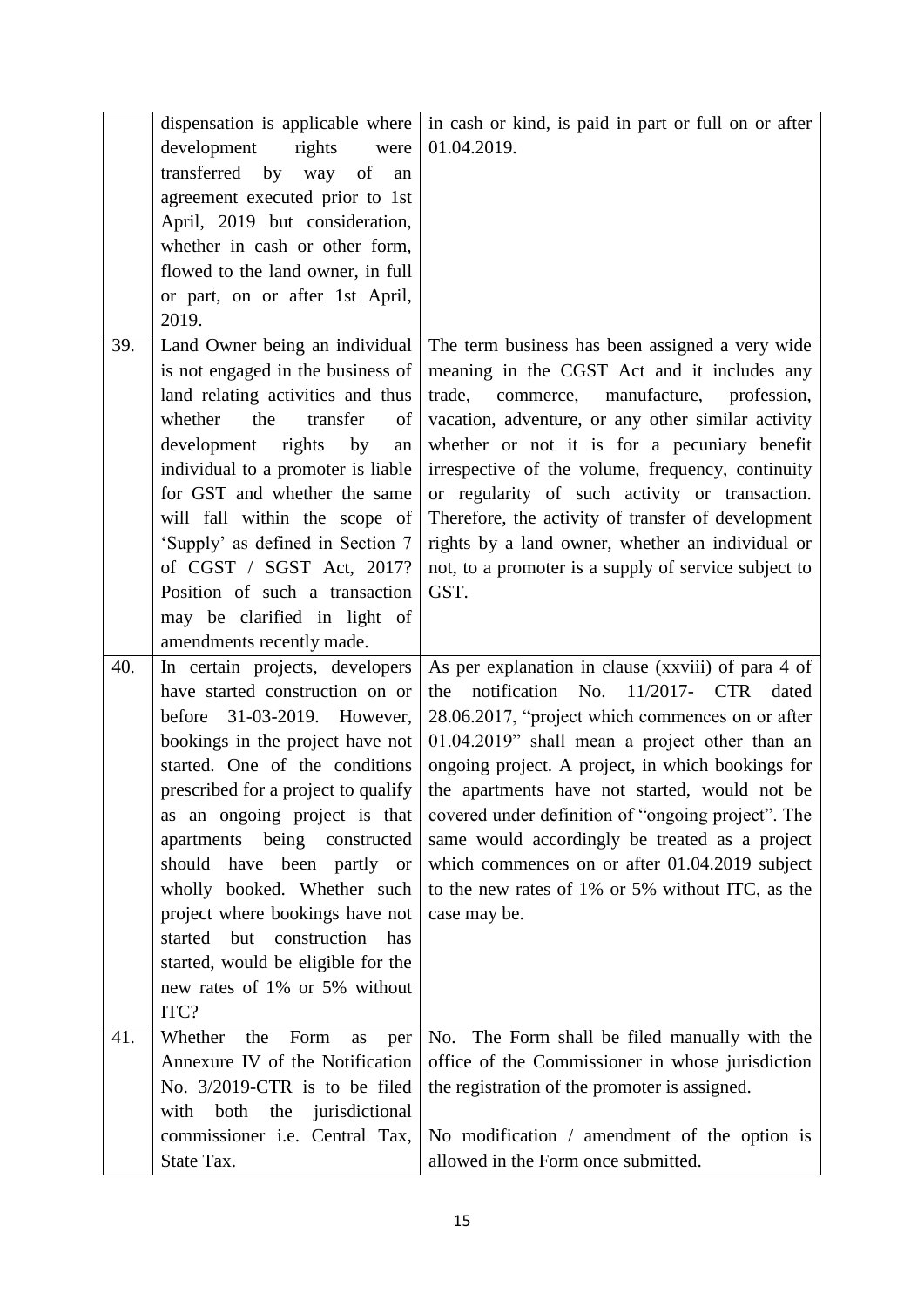| | | |
|---|---|---|
| | dispensation is applicable where development rights were transferred by way of an agreement executed prior to 1st April, 2019 but consideration, whether in cash or other form, flowed to the land owner, in full or part, on or after 1st April, 2019. | in cash or kind, is paid in part or full on or after 01.04.2019. |
| 39. | Land Owner being an individual is not engaged in the business of land relating activities and thus whether the transfer of development rights by an individual to a promoter is liable for GST and whether the same will fall within the scope of 'Supply' as defined in Section 7 of CGST / SGST Act, 2017? Position of such a transaction may be clarified in light of amendments recently made. | The term business has been assigned a very wide meaning in the CGST Act and it includes any trade, commerce, manufacture, profession, vacation, adventure, or any other similar activity whether or not it is for a pecuniary benefit irrespective of the volume, frequency, continuity or regularity of such activity or transaction. Therefore, the activity of transfer of development rights by a land owner, whether an individual or not, to a promoter is a supply of service subject to GST. |
| 40. | In certain projects, developers have started construction on or before 31-03-2019. However, bookings in the project have not started. One of the conditions prescribed for a project to qualify as an ongoing project is that apartments being constructed should have been partly or wholly booked. Whether such project where bookings have not started but construction has started, would be eligible for the new rates of 1% or 5% without ITC? | As per explanation in clause (xxviii) of para 4 of the notification No. 11/2017- CTR dated 28.06.2017, "project which commences on or after 01.04.2019" shall mean a project other than an ongoing project. A project, in which bookings for the apartments have not started, would not be covered under definition of "ongoing project". The same would accordingly be treated as a project which commences on or after 01.04.2019 subject to the new rates of 1% or 5% without ITC, as the case may be. |
| 41. | Whether the Form as per Annexure IV of the Notification No. 3/2019-CTR is to be filed with both the jurisdictional commissioner i.e. Central Tax, State Tax. | No. The Form shall be filed manually with the office of the Commissioner in whose jurisdiction the registration of the promoter is assigned.<br><br>No modification / amendment of the option is allowed in the Form once submitted. |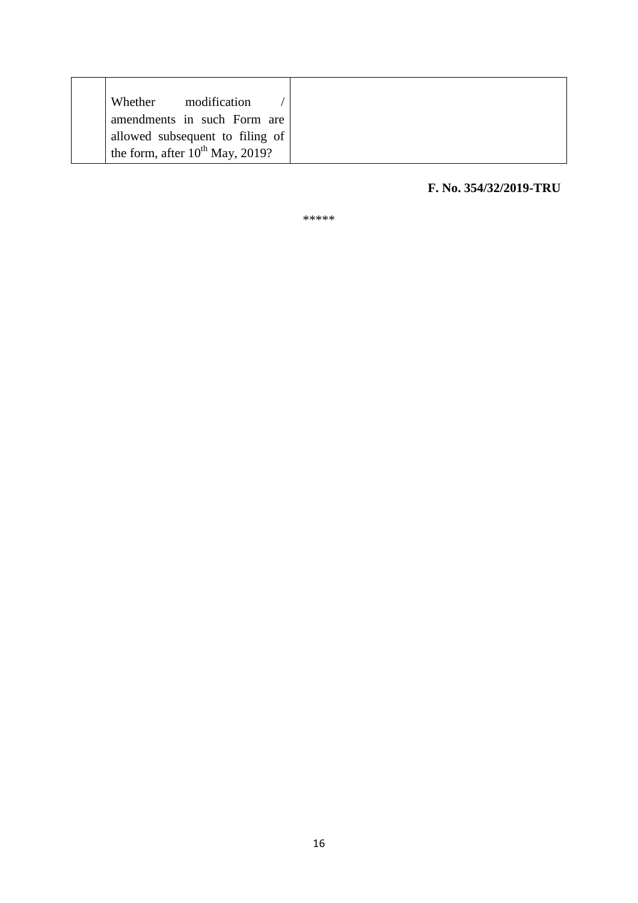| | | |
|---|---|---|
| | Whether modification / amendments in such Form are allowed subsequent to filing of the form, after 10th May, 2019? | |

**F. No. 354/32/2019-TRU**

*****